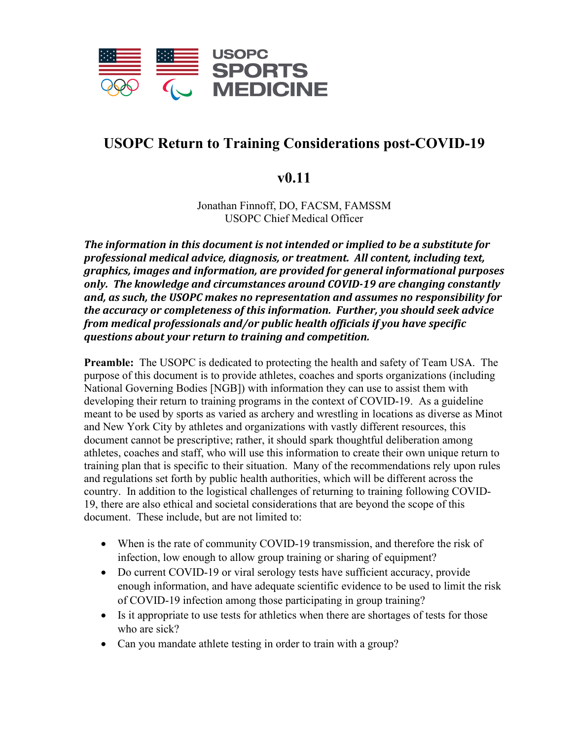USOPC SPORTS MEDICINE

# USOPC Return to Training Considerations post-COVID-19

## v0.11

Jonathan Finnoff, DO, FACSM, FAMSSM
USOPC Chief Medical Officer

***The information in this document is not intended or implied to be a substitute for professional medical advice, diagnosis, or treatment. All content, including text, graphics, images and information, are provided for general informational purposes only. The knowledge and circumstances around COVID-19 are changing constantly and, as such, the USOPC makes no representation and assumes no responsibility for the accuracy or completeness of this information. Further, you should seek advice from medical professionals and/or public health officials if you have specific questions about your return to training and competition.***

**Preamble:** The USOPC is dedicated to protecting the health and safety of Team USA. The purpose of this document is to provide athletes, coaches and sports organizations (including National Governing Bodies [NGB]) with information they can use to assist them with developing their return to training programs in the context of COVID-19. As a guideline meant to be used by sports as varied as archery and wrestling in locations as diverse as Minot and New York City by athletes and organizations with vastly different resources, this document cannot be prescriptive; rather, it should spark thoughtful deliberation among athletes, coaches and staff, who will use this information to create their own unique return to training plan that is specific to their situation. Many of the recommendations rely upon rules and regulations set forth by public health authorities, which will be different across the country. In addition to the logistical challenges of returning to training following COVID-19, there are also ethical and societal considerations that are beyond the scope of this document. These include, but are not limited to:

- When is the rate of community COVID-19 transmission, and therefore the risk of infection, low enough to allow group training or sharing of equipment?
- Do current COVID-19 or viral serology tests have sufficient accuracy, provide enough information, and have adequate scientific evidence to be used to limit the risk of COVID-19 infection among those participating in group training?
- Is it appropriate to use tests for athletics when there are shortages of tests for those who are sick?
- Can you mandate athlete testing in order to train with a group?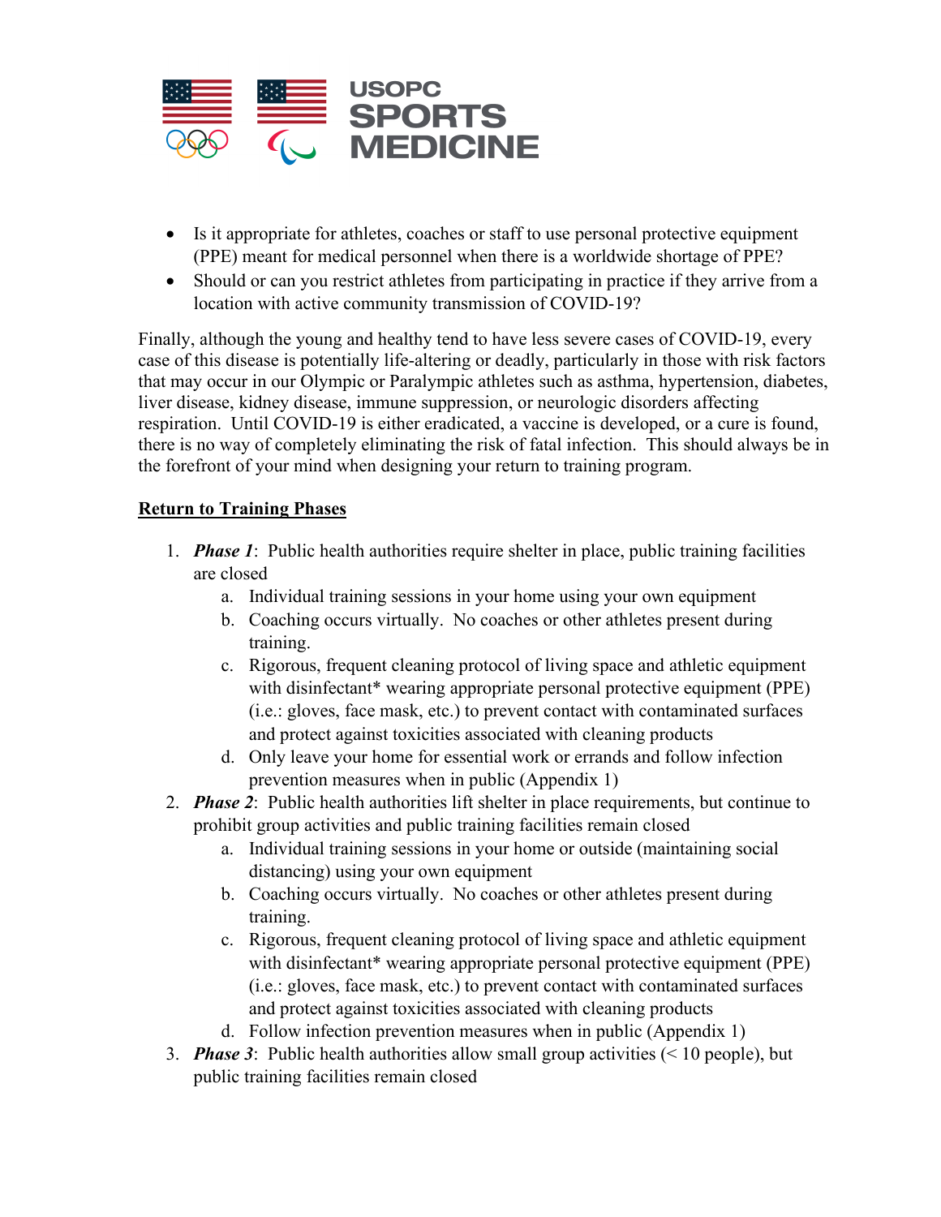- Is it appropriate for athletes, coaches or staff to use personal protective equipment (PPE) meant for medical personnel when there is a worldwide shortage of PPE?
- Should or can you restrict athletes from participating in practice if they arrive from a location with active community transmission of COVID-19?

Finally, although the young and healthy tend to have less severe cases of COVID-19, every case of this disease is potentially life-altering or deadly, particularly in those with risk factors that may occur in our Olympic or Paralympic athletes such as asthma, hypertension, diabetes, liver disease, kidney disease, immune suppression, or neurologic disorders affecting respiration. Until COVID-19 is either eradicated, a vaccine is developed, or a cure is found, there is no way of completely eliminating the risk of fatal infection. This should always be in the forefront of your mind when designing your return to training program.

**Return to Training Phases**

1. ***Phase 1***: Public health authorities require shelter in place, public training facilities are closed
   a. Individual training sessions in your home using your own equipment
   b. Coaching occurs virtually. No coaches or other athletes present during training.
   c. Rigorous, frequent cleaning protocol of living space and athletic equipment with disinfectant* wearing appropriate personal protective equipment (PPE) (i.e.: gloves, face mask, etc.) to prevent contact with contaminated surfaces and protect against toxicities associated with cleaning products
   d. Only leave your home for essential work or errands and follow infection prevention measures when in public (Appendix 1)
2. ***Phase 2***: Public health authorities lift shelter in place requirements, but continue to prohibit group activities and public training facilities remain closed
   a. Individual training sessions in your home or outside (maintaining social distancing) using your own equipment
   b. Coaching occurs virtually. No coaches or other athletes present during training.
   c. Rigorous, frequent cleaning protocol of living space and athletic equipment with disinfectant* wearing appropriate personal protective equipment (PPE) (i.e.: gloves, face mask, etc.) to prevent contact with contaminated surfaces and protect against toxicities associated with cleaning products
   d. Follow infection prevention measures when in public (Appendix 1)
3. ***Phase 3***: Public health authorities allow small group activities (< 10 people), but public training facilities remain closed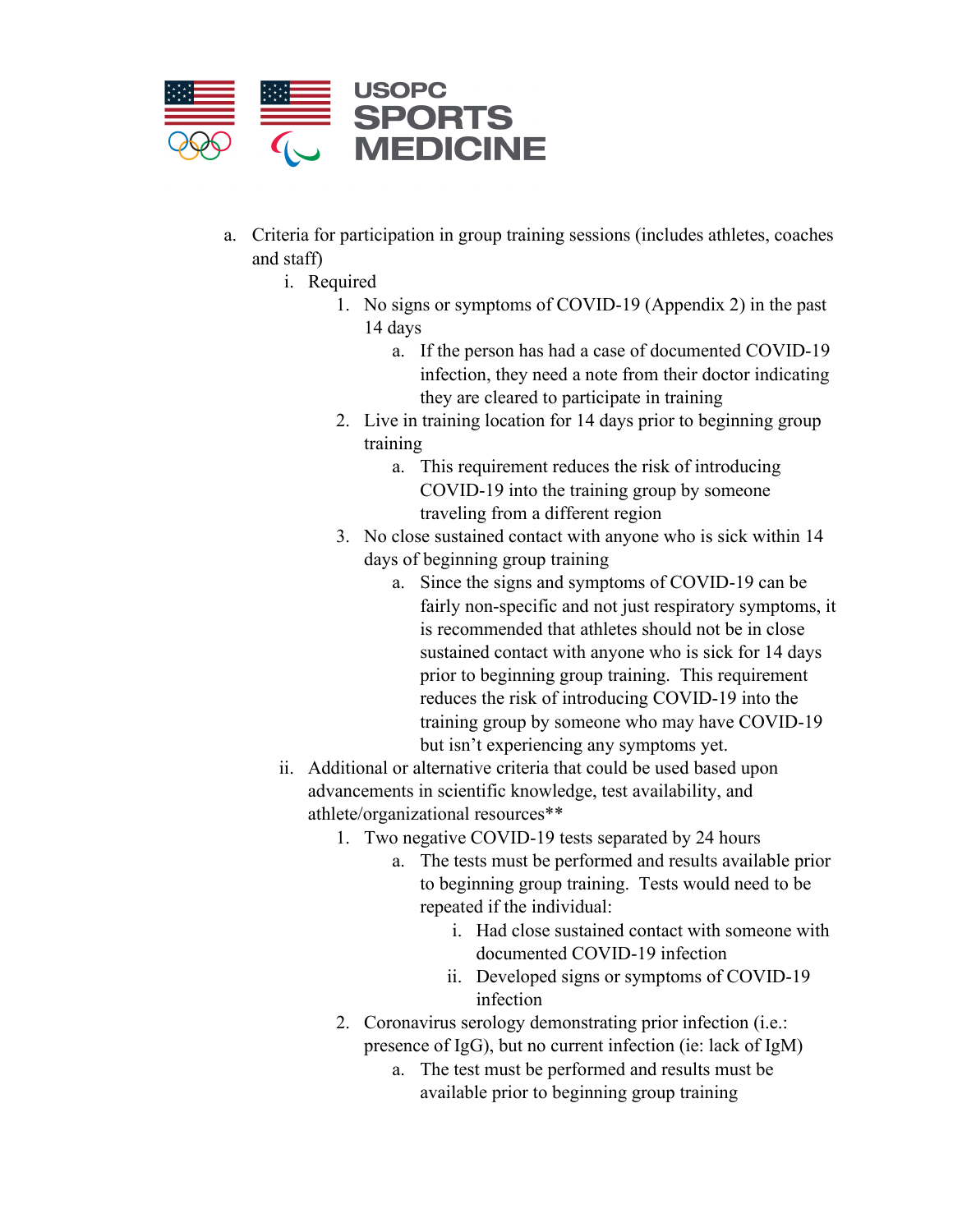a. Criteria for participation in group training sessions (includes athletes, coaches and staff)
   i. Required
      1. No signs or symptoms of COVID-19 (Appendix 2) in the past 14 days
         a. If the person has had a case of documented COVID-19 infection, they need a note from their doctor indicating they are cleared to participate in training
      2. Live in training location for 14 days prior to beginning group training
         a. This requirement reduces the risk of introducing COVID-19 into the training group by someone traveling from a different region
      3. No close sustained contact with anyone who is sick within 14 days of beginning group training
         a. Since the signs and symptoms of COVID-19 can be fairly non-specific and not just respiratory symptoms, it is recommended that athletes should not be in close sustained contact with anyone who is sick for 14 days prior to beginning group training. This requirement reduces the risk of introducing COVID-19 into the training group by someone who may have COVID-19 but isn't experiencing any symptoms yet.
   ii. Additional or alternative criteria that could be used based upon advancements in scientific knowledge, test availability, and athlete/organizational resources**
      1. Two negative COVID-19 tests separated by 24 hours
         a. The tests must be performed and results available prior to beginning group training. Tests would need to be repeated if the individual:
            i. Had close sustained contact with someone with documented COVID-19 infection
            ii. Developed signs or symptoms of COVID-19 infection
      2. Coronavirus serology demonstrating prior infection (i.e.: presence of IgG), but no current infection (ie: lack of IgM)
         a. The test must be performed and results must be available prior to beginning group training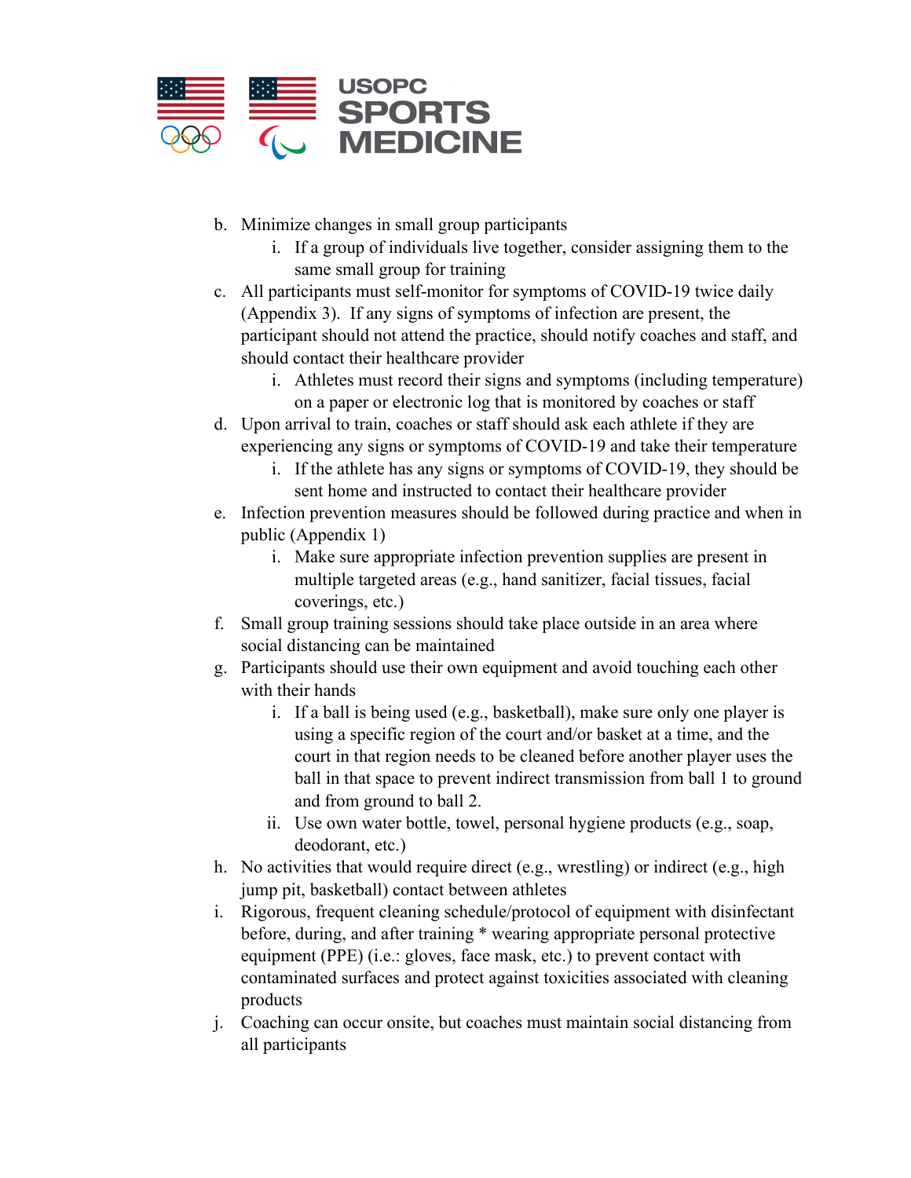b. Minimize changes in small group participants
    i. If a group of individuals live together, consider assigning them to the same small group for training
c. All participants must self-monitor for symptoms of COVID-19 twice daily (Appendix 3). If any signs of symptoms of infection are present, the participant should not attend the practice, should notify coaches and staff, and should contact their healthcare provider
    i. Athletes must record their signs and symptoms (including temperature) on a paper or electronic log that is monitored by coaches or staff
d. Upon arrival to train, coaches or staff should ask each athlete if they are experiencing any signs or symptoms of COVID-19 and take their temperature
    i. If the athlete has any signs or symptoms of COVID-19, they should be sent home and instructed to contact their healthcare provider
e. Infection prevention measures should be followed during practice and when in public (Appendix 1)
    i. Make sure appropriate infection prevention supplies are present in multiple targeted areas (e.g., hand sanitizer, facial tissues, facial coverings, etc.)
f. Small group training sessions should take place outside in an area where social distancing can be maintained
g. Participants should use their own equipment and avoid touching each other with their hands
    i. If a ball is being used (e.g., basketball), make sure only one player is using a specific region of the court and/or basket at a time, and the court in that region needs to be cleaned before another player uses the ball in that space to prevent indirect transmission from ball 1 to ground and from ground to ball 2.
    ii. Use own water bottle, towel, personal hygiene products (e.g., soap, deodorant, etc.)
h. No activities that would require direct (e.g., wrestling) or indirect (e.g., high jump pit, basketball) contact between athletes
i. Rigorous, frequent cleaning schedule/protocol of equipment with disinfectant before, during, and after training * wearing appropriate personal protective equipment (PPE) (i.e.: gloves, face mask, etc.) to prevent contact with contaminated surfaces and protect against toxicities associated with cleaning products
j. Coaching can occur onsite, but coaches must maintain social distancing from all participants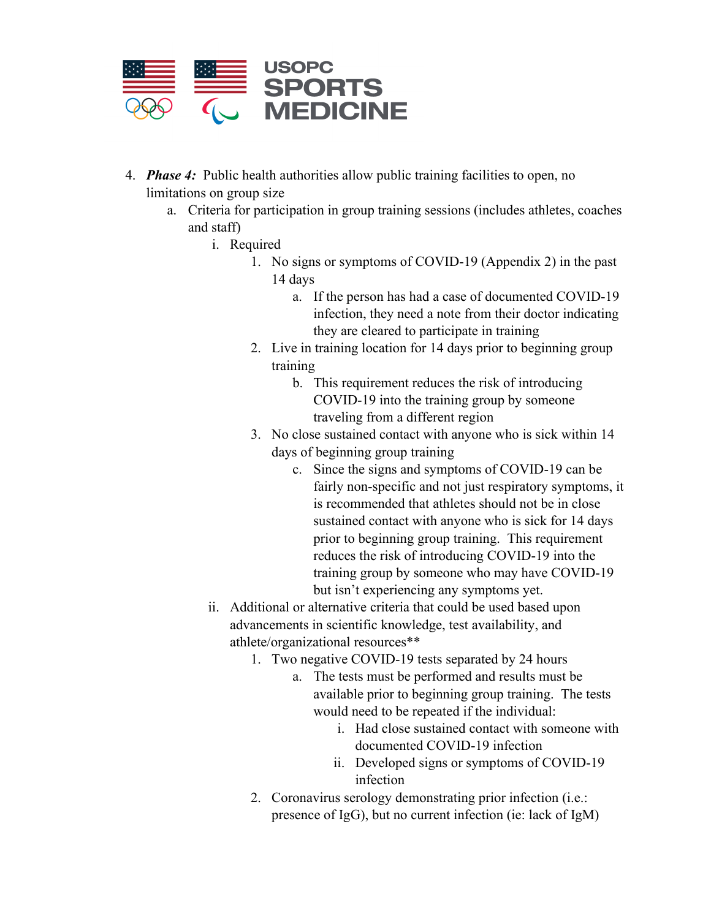4. ***Phase 4:*** Public health authorities allow public training facilities to open, no limitations on group size
    a. Criteria for participation in group training sessions (includes athletes, coaches and staff)
        i. Required
            1. No signs or symptoms of COVID-19 (Appendix 2) in the past 14 days
                a. If the person has had a case of documented COVID-19 infection, they need a note from their doctor indicating they are cleared to participate in training
            2. Live in training location for 14 days prior to beginning group training
                b. This requirement reduces the risk of introducing COVID-19 into the training group by someone traveling from a different region
            3. No close sustained contact with anyone who is sick within 14 days of beginning group training
                c. Since the signs and symptoms of COVID-19 can be fairly non-specific and not just respiratory symptoms, it is recommended that athletes should not be in close sustained contact with anyone who is sick for 14 days prior to beginning group training. This requirement reduces the risk of introducing COVID-19 into the training group by someone who may have COVID-19 but isn't experiencing any symptoms yet.
        ii. Additional or alternative criteria that could be used based upon advancements in scientific knowledge, test availability, and athlete/organizational resources**
            1. Two negative COVID-19 tests separated by 24 hours
                a. The tests must be performed and results must be available prior to beginning group training. The tests would need to be repeated if the individual:
                    i. Had close sustained contact with someone with documented COVID-19 infection
                    ii. Developed signs or symptoms of COVID-19 infection
            2. Coronavirus serology demonstrating prior infection (i.e.: presence of IgG), but no current infection (ie: lack of IgM)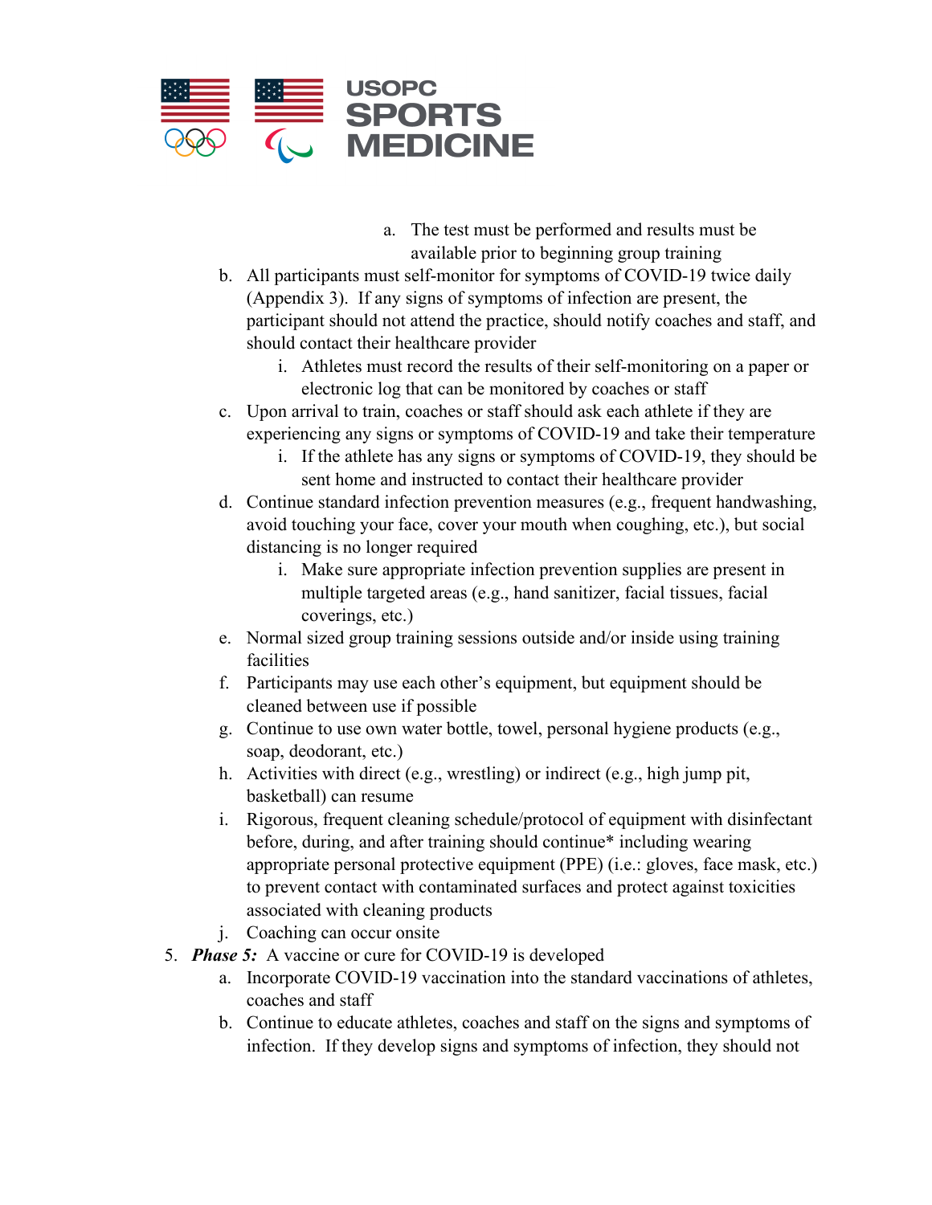a. The test must be performed and results must be available prior to beginning group training

b. All participants must self-monitor for symptoms of COVID-19 twice daily (Appendix 3). If any signs of symptoms of infection are present, the participant should not attend the practice, should notify coaches and staff, and should contact their healthcare provider
   i. Athletes must record the results of their self-monitoring on a paper or electronic log that can be monitored by coaches or staff
c. Upon arrival to train, coaches or staff should ask each athlete if they are experiencing any signs or symptoms of COVID-19 and take their temperature
   i. If the athlete has any signs or symptoms of COVID-19, they should be sent home and instructed to contact their healthcare provider
d. Continue standard infection prevention measures (e.g., frequent handwashing, avoid touching your face, cover your mouth when coughing, etc.), but social distancing is no longer required
   i. Make sure appropriate infection prevention supplies are present in multiple targeted areas (e.g., hand sanitizer, facial tissues, facial coverings, etc.)
e. Normal sized group training sessions outside and/or inside using training facilities
f. Participants may use each other's equipment, but equipment should be cleaned between use if possible
g. Continue to use own water bottle, towel, personal hygiene products (e.g., soap, deodorant, etc.)
h. Activities with direct (e.g., wrestling) or indirect (e.g., high jump pit, basketball) can resume
i. Rigorous, frequent cleaning schedule/protocol of equipment with disinfectant before, during, and after training should continue* including wearing appropriate personal protective equipment (PPE) (i.e.: gloves, face mask, etc.) to prevent contact with contaminated surfaces and protect against toxicities associated with cleaning products
j. Coaching can occur onsite

5. ***Phase 5:*** A vaccine or cure for COVID-19 is developed
   a. Incorporate COVID-19 vaccination into the standard vaccinations of athletes, coaches and staff
   b. Continue to educate athletes, coaches and staff on the signs and symptoms of infection. If they develop signs and symptoms of infection, they should not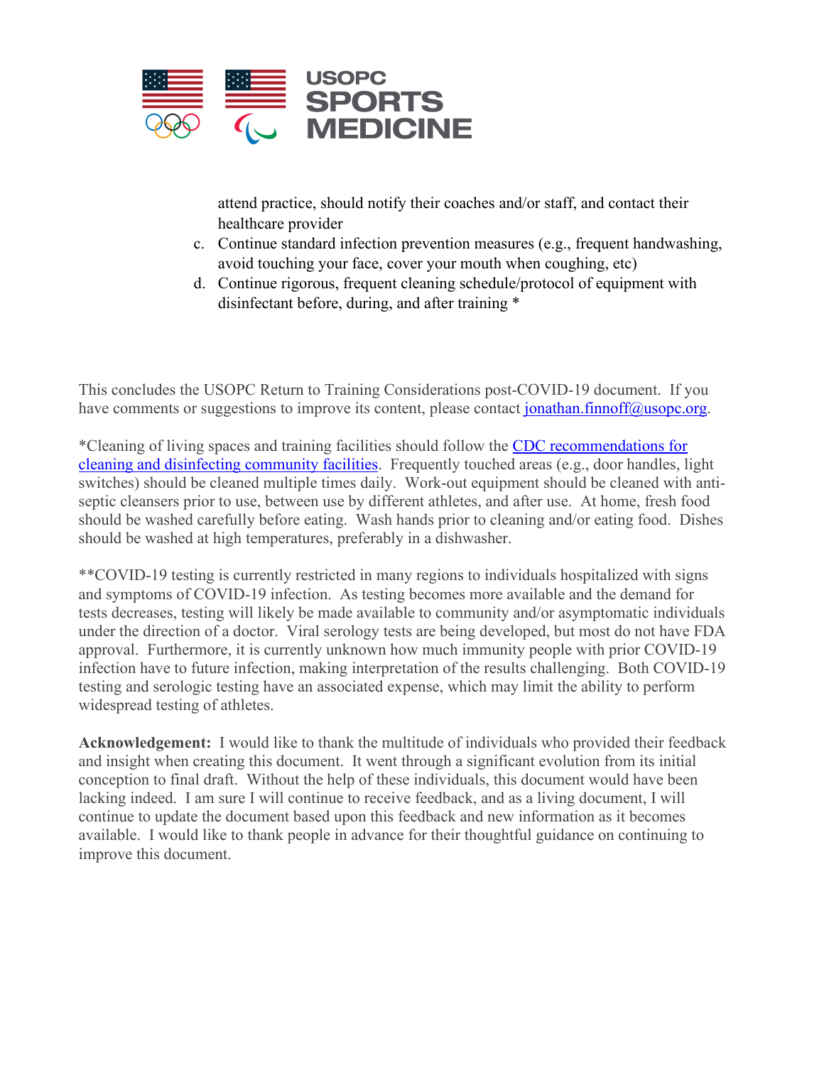attend practice, should notify their coaches and/or staff, and contact their healthcare provider

c. Continue standard infection prevention measures (e.g., frequent handwashing, avoid touching your face, cover your mouth when coughing, etc)
d. Continue rigorous, frequent cleaning schedule/protocol of equipment with disinfectant before, during, and after training *

This concludes the USOPC Return to Training Considerations post-COVID-19 document. If you have comments or suggestions to improve its content, please contact jonathan.finnoff@usopc.org.

*Cleaning of living spaces and training facilities should follow the CDC recommendations for cleaning and disinfecting community facilities. Frequently touched areas (e.g., door handles, light switches) should be cleaned multiple times daily. Work-out equipment should be cleaned with anti-septic cleansers prior to use, between use by different athletes, and after use. At home, fresh food should be washed carefully before eating. Wash hands prior to cleaning and/or eating food. Dishes should be washed at high temperatures, preferably in a dishwasher.

**COVID-19 testing is currently restricted in many regions to individuals hospitalized with signs and symptoms of COVID-19 infection. As testing becomes more available and the demand for tests decreases, testing will likely be made available to community and/or asymptomatic individuals under the direction of a doctor. Viral serology tests are being developed, but most do not have FDA approval. Furthermore, it is currently unknown how much immunity people with prior COVID-19 infection have to future infection, making interpretation of the results challenging. Both COVID-19 testing and serologic testing have an associated expense, which may limit the ability to perform widespread testing of athletes.

**Acknowledgement:** I would like to thank the multitude of individuals who provided their feedback and insight when creating this document. It went through a significant evolution from its initial conception to final draft. Without the help of these individuals, this document would have been lacking indeed. I am sure I will continue to receive feedback, and as a living document, I will continue to update the document based upon this feedback and new information as it becomes available. I would like to thank people in advance for their thoughtful guidance on continuing to improve this document.